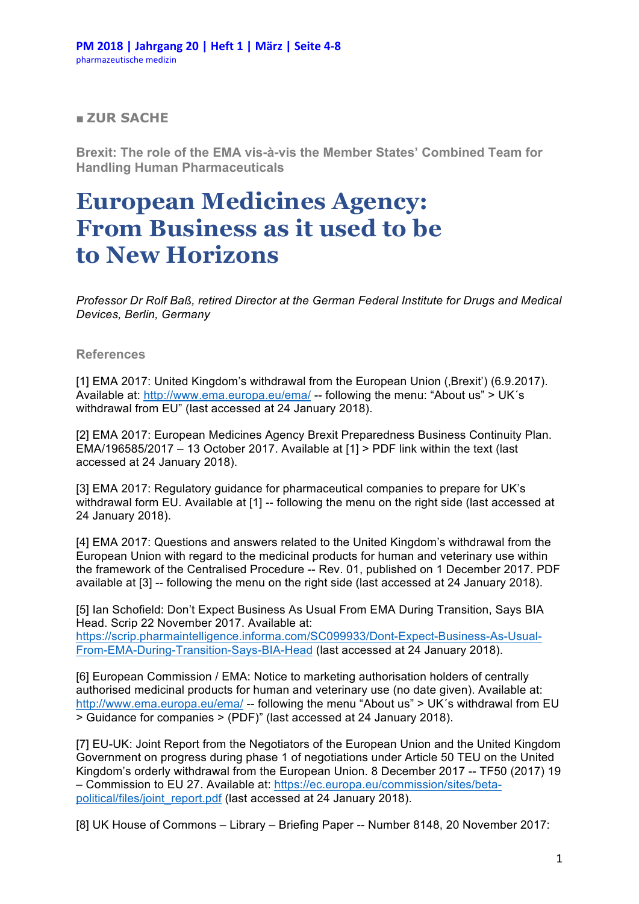■ **ZUR SACHE**

**Brexit: The role of the EMA vis-à-vis the Member States' Combined Team for Handling Human Pharmaceuticals**

# European Medicines Agency: From Business as it used to be to New Horizons

*Professor Dr Rolf Baß, retired Director at the German Federal Institute for Drugs and Medical Devices, Berlin, Germany*

## References

[1] EMA 2017: United Kingdom's withdrawal from the European Union (‚Brexit') (6.9.2017). Available at: http://www.ema.europa.eu/ema/ -- following the menu: "About us" > UK´s withdrawal from EU" (last accessed at 24 January 2018).

[2] EMA 2017: European Medicines Agency Brexit Preparedness Business Continuity Plan. EMA/196585/2017 – 13 October 2017. Available at [1] > PDF link within the text (last accessed at 24 January 2018).

[3] EMA 2017: Regulatory guidance for pharmaceutical companies to prepare for UK's withdrawal form EU. Available at [1] -- following the menu on the right side (last accessed at 24 January 2018).

[4] EMA 2017: Questions and answers related to the United Kingdom's withdrawal from the European Union with regard to the medicinal products for human and veterinary use within the framework of the Centralised Procedure -- Rev. 01, published on 1 December 2017. PDF available at [3] -- following the menu on the right side (last accessed at 24 January 2018).

[5] Ian Schofield: Don't Expect Business As Usual From EMA During Transition, Says BIA Head. Scrip 22 November 2017. Available at: https://scrip.pharmaintelligence.informa.com/SC099933/Dont-Expect-Business-As-Usual-From-EMA-During-Transition-Says-BIA-Head (last accessed at 24 January 2018).

[6] European Commission / EMA: Notice to marketing authorisation holders of centrally authorised medicinal products for human and veterinary use (no date given). Available at: http://www.ema.europa.eu/ema/ -- following the menu "About us" > UK´s withdrawal from EU > Guidance for companies > (PDF)" (last accessed at 24 January 2018).

[7] EU-UK: Joint Report from the Negotiators of the European Union and the United Kingdom Government on progress during phase 1 of negotiations under Article 50 TEU on the United Kingdom's orderly withdrawal from the European Union. 8 December 2017 -- TF50 (2017) 19 – Commission to EU 27. Available at: https://ec.europa.eu/commission/sites/beta-political/files/joint_report.pdf (last accessed at 24 January 2018).

[8] UK House of Commons – Library – Briefing Paper -- Number 8148, 20 November 2017: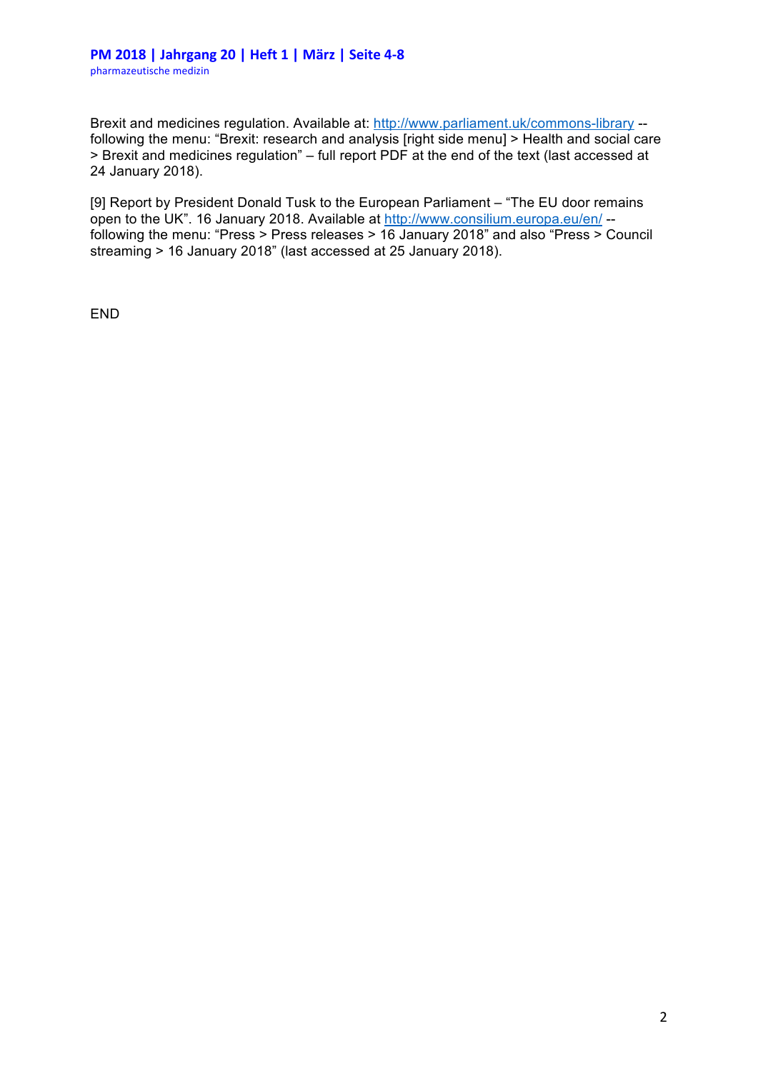Brexit and medicines regulation. Available at: http://www.parliament.uk/commons-library -- following the menu: “Brexit: research and analysis [right side menu] > Health and social care > Brexit and medicines regulation” – full report PDF at the end of the text (last accessed at 24 January 2018).

[9] Report by President Donald Tusk to the European Parliament – “The EU door remains open to the UK”. 16 January 2018. Available at http://www.consilium.europa.eu/en/ -- following the menu: “Press > Press releases > 16 January 2018” and also “Press > Council streaming > 16 January 2018” (last accessed at 25 January 2018).

END